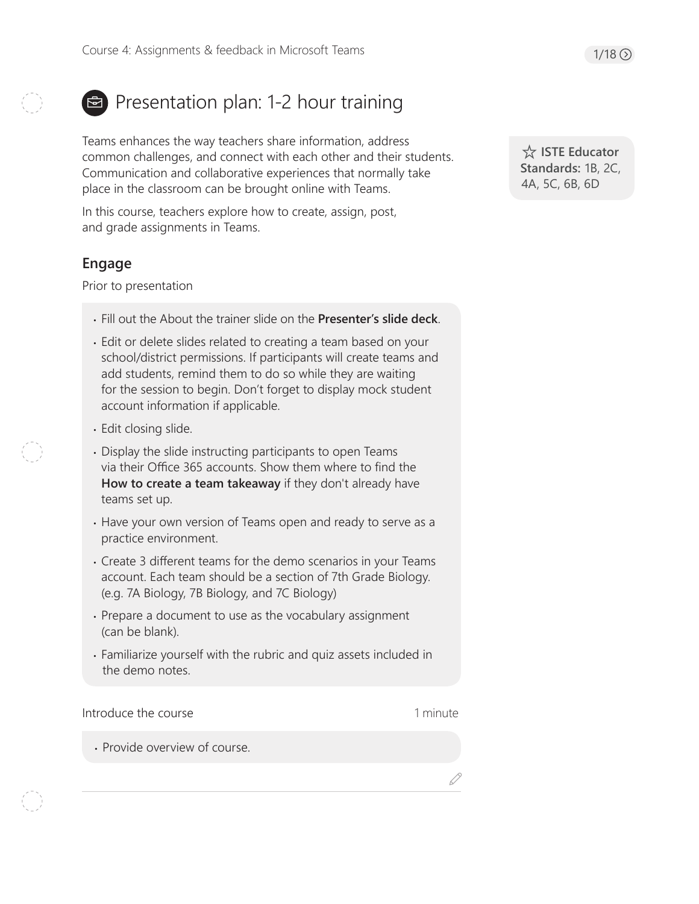# Presentation plan: 1-2 hour training

Teams enhances the way teachers share information, address common challenges, and connect with each other and their students. Communication and collaborative experiences that normally take place in the classroom can be brought online with Teams.

In this course, teachers explore how to create, assign, post, and grade assignments in Teams.

☆ **ISTE Educator Standards:** 1B, 2C, 4A, 5C, 6B, 6D

## Engage

Prior to presentation

- Fill out the About the trainer slide on the **Presenter's slide deck**.
- Edit or delete slides related to creating a team based on your school/district permissions. If participants will create teams and add students, remind them to do so while they are waiting for the session to begin. Don't forget to display mock student account information if applicable.
- Edit closing slide.
- Display the slide instructing participants to open Teams via their Office 365 accounts. Show them where to find the **How to create a team takeaway** if they don't already have teams set up.
- Have your own version of Teams open and ready to serve as a practice environment.
- Create 3 different teams for the demo scenarios in your Teams account. Each team should be a section of 7th Grade Biology. (e.g. 7A Biology, 7B Biology, and 7C Biology)
- Prepare a document to use as the vocabulary assignment (can be blank).
- Familiarize yourself with the rubric and quiz assets included in the demo notes.

Introduce the course — 1 minute

- Provide overview of course.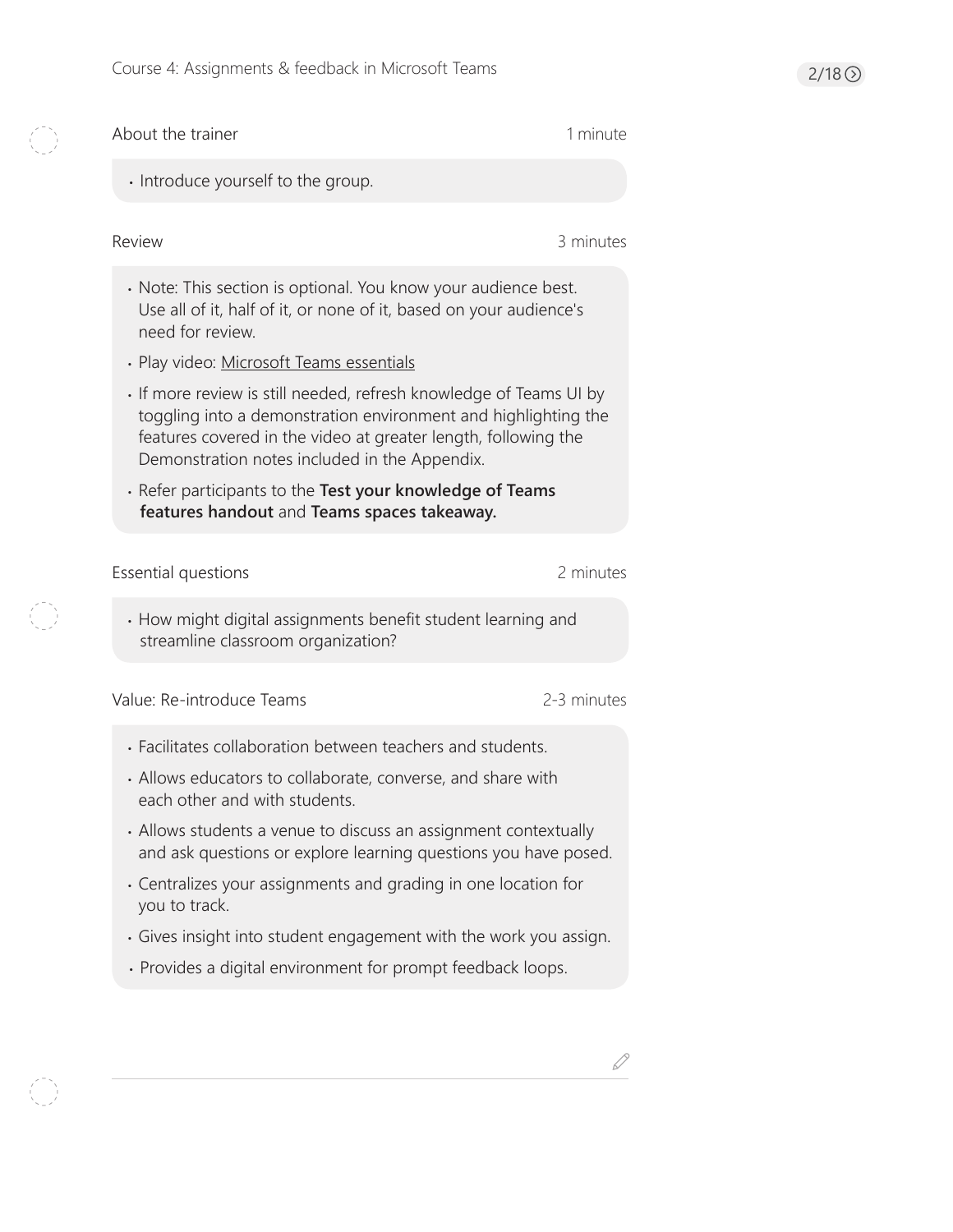## About the trainer — 1 minute

- Introduce yourself to the group.

## Review — 3 minutes

- Note: This section is optional. You know your audience best. Use all of it, half of it, or none of it, based on your audience's need for review.
- Play video: Microsoft Teams essentials
- If more review is still needed, refresh knowledge of Teams UI by toggling into a demonstration environment and highlighting the features covered in the video at greater length, following the Demonstration notes included in the Appendix.
- Refer participants to the **Test your knowledge of Teams features handout** and **Teams spaces takeaway.**

## Essential questions — 2 minutes

- How might digital assignments benefit student learning and streamline classroom organization?

## Value: Re-introduce Teams — 2-3 minutes

- Facilitates collaboration between teachers and students.
- Allows educators to collaborate, converse, and share with each other and with students.
- Allows students a venue to discuss an assignment contextually and ask questions or explore learning questions you have posed.
- Centralizes your assignments and grading in one location for you to track.
- Gives insight into student engagement with the work you assign.
- Provides a digital environment for prompt feedback loops.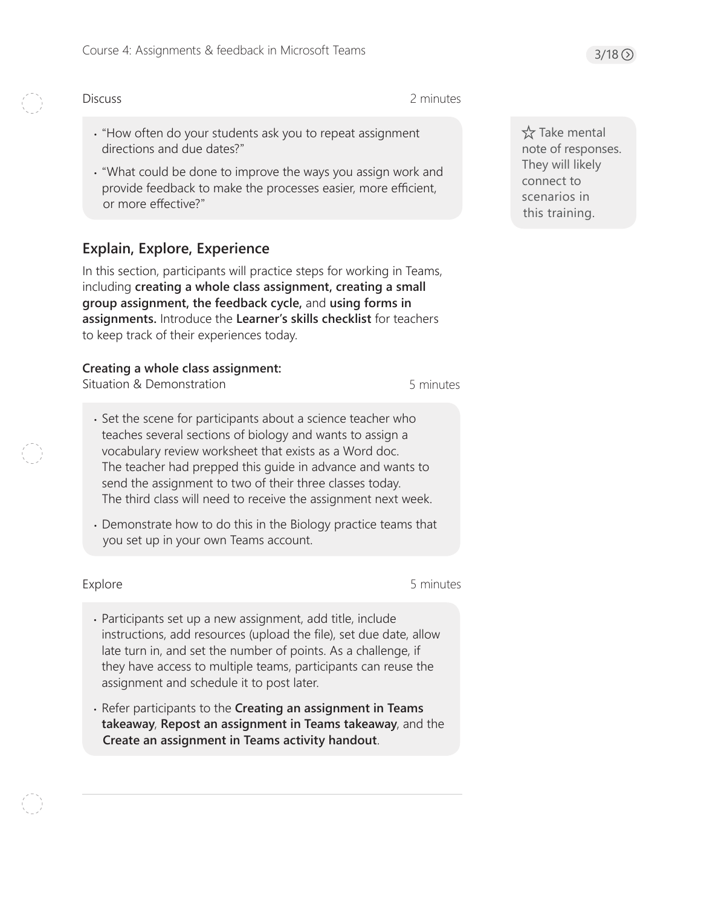Discuss 2 minutes

- “How often do your students ask you to repeat assignment directions and due dates?”
- “What could be done to improve the ways you assign work and provide feedback to make the processes easier, more efficient, or more effective?”

☆ Take mental note of responses. They will likely connect to scenarios in this training.

## Explain, Explore, Experience

In this section, participants will practice steps for working in Teams, including **creating a whole class assignment, creating a small group assignment, the feedback cycle,** and **using forms in assignments.** Introduce the **Learner’s skills checklist** for teachers to keep track of their experiences today.

**Creating a whole class assignment:**
Situation & Demonstration 5 minutes

- Set the scene for participants about a science teacher who teaches several sections of biology and wants to assign a vocabulary review worksheet that exists as a Word doc. The teacher had prepped this guide in advance and wants to send the assignment to two of their three classes today. The third class will need to receive the assignment next week.
- Demonstrate how to do this in the Biology practice teams that you set up in your own Teams account.

Explore 5 minutes

- Participants set up a new assignment, add title, include instructions, add resources (upload the file), set due date, allow late turn in, and set the number of points. As a challenge, if they have access to multiple teams, participants can reuse the assignment and schedule it to post later.
- Refer participants to the **Creating an assignment in Teams takeaway**, **Repost an assignment in Teams takeaway**, and the **Create an assignment in Teams activity handout**.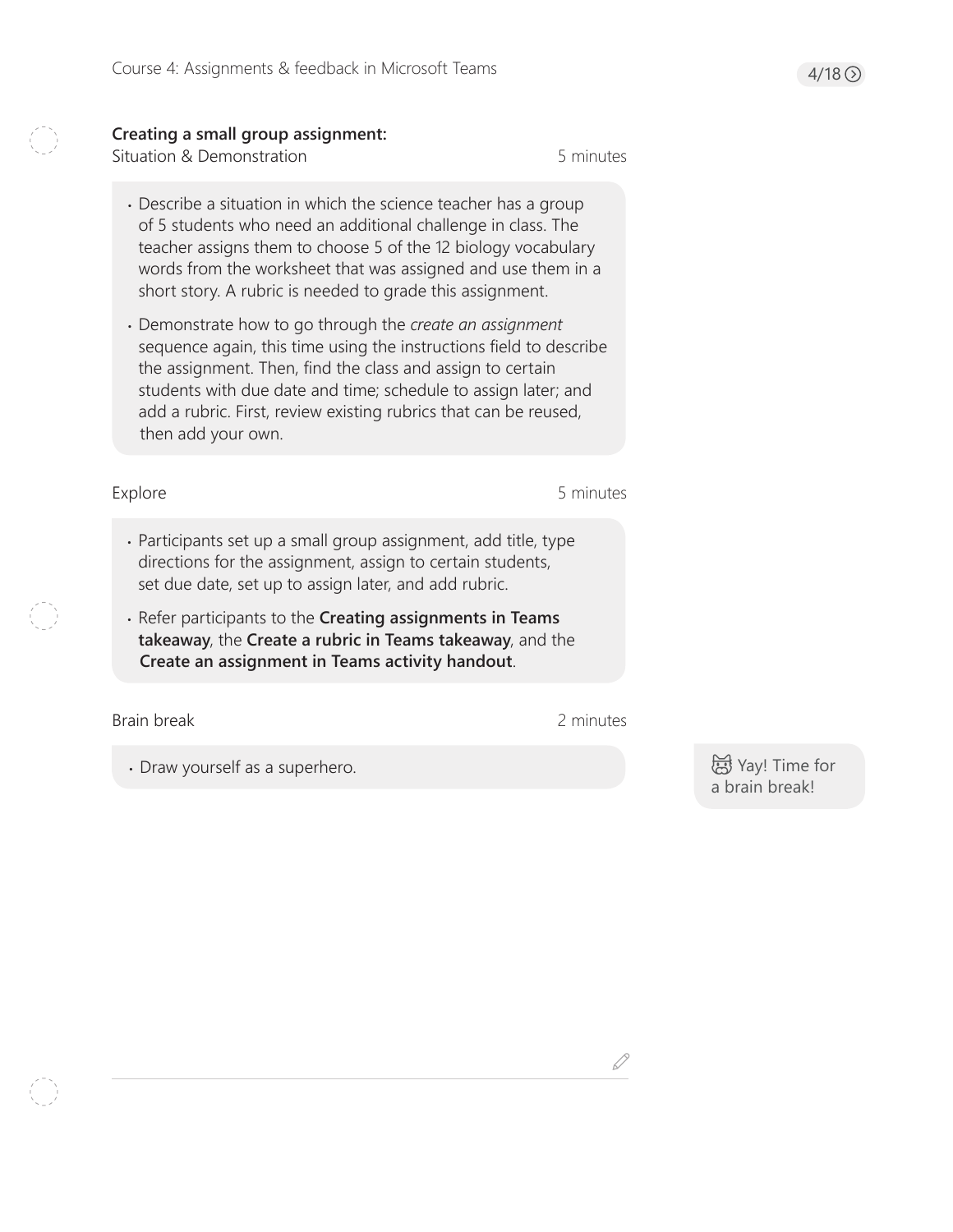### Creating a small group assignment:

Situation & Demonstration — 5 minutes

- Describe a situation in which the science teacher has a group of 5 students who need an additional challenge in class. The teacher assigns them to choose 5 of the 12 biology vocabulary words from the worksheet that was assigned and use them in a short story. A rubric is needed to grade this assignment.
- Demonstrate how to go through the *create an assignment* sequence again, this time using the instructions field to describe the assignment. Then, find the class and assign to certain students with due date and time; schedule to assign later; and add a rubric. First, review existing rubrics that can be reused, then add your own.

Explore — 5 minutes

- Participants set up a small group assignment, add title, type directions for the assignment, assign to certain students, set due date, set up to assign later, and add rubric.
- Refer participants to the **Creating assignments in Teams takeaway**, the **Create a rubric in Teams takeaway**, and the **Create an assignment in Teams activity handout**.

Brain break — 2 minutes

- Draw yourself as a superhero.

Yay! Time for a brain break!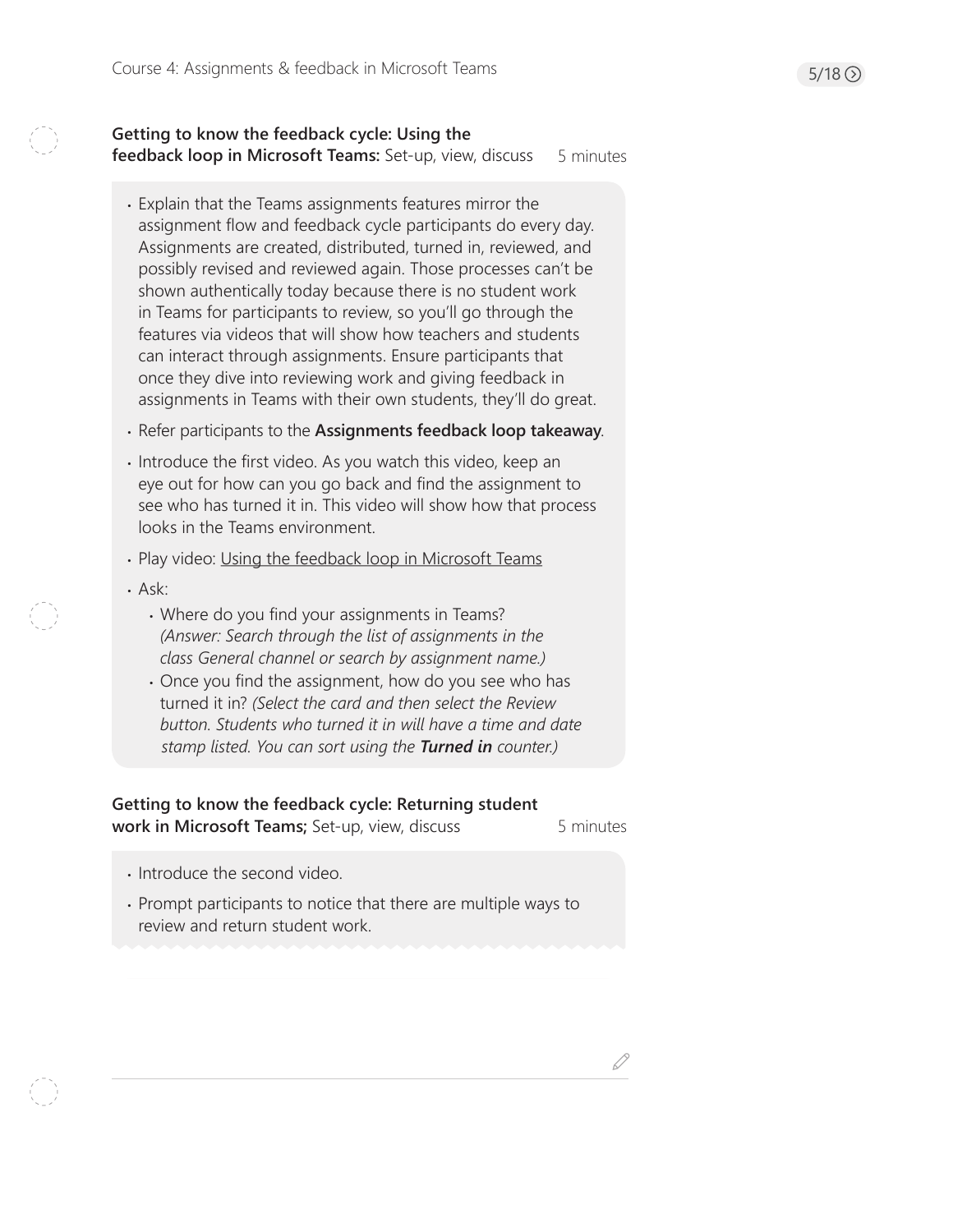**Getting to know the feedback cycle: Using the feedback loop in Microsoft Teams:** Set-up, view, discuss 5 minutes

- Explain that the Teams assignments features mirror the assignment flow and feedback cycle participants do every day. Assignments are created, distributed, turned in, reviewed, and possibly revised and reviewed again. Those processes can't be shown authentically today because there is no student work in Teams for participants to review, so you'll go through the features via videos that will show how teachers and students can interact through assignments. Ensure participants that once they dive into reviewing work and giving feedback in assignments in Teams with their own students, they'll do great.
- Refer participants to the **Assignments feedback loop takeaway**.
- Introduce the first video. As you watch this video, keep an eye out for how can you go back and find the assignment to see who has turned it in. This video will show how that process looks in the Teams environment.
- Play video: Using the feedback loop in Microsoft Teams
- Ask:
  - Where do you find your assignments in Teams? *(Answer: Search through the list of assignments in the class General channel or search by assignment name.)*
  - Once you find the assignment, how do you see who has turned it in? *(Select the card and then select the Review button. Students who turned it in will have a time and date stamp listed. You can sort using the **Turned in** counter.)*

**Getting to know the feedback cycle: Returning student work in Microsoft Teams;** Set-up, view, discuss 5 minutes

- Introduce the second video.
- Prompt participants to notice that there are multiple ways to review and return student work.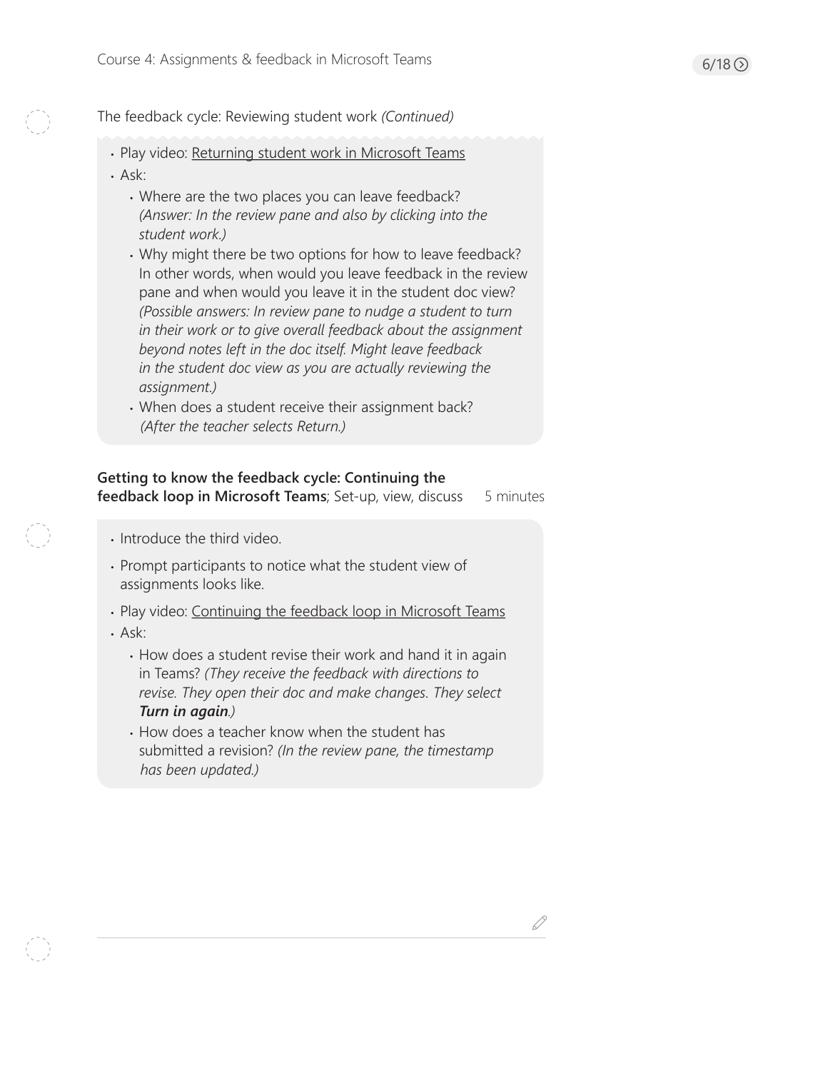The feedback cycle: Reviewing student work *(Continued)*

- Play video: Returning student work in Microsoft Teams
- Ask:
  - Where are the two places you can leave feedback? *(Answer: In the review pane and also by clicking into the student work.)*
  - Why might there be two options for how to leave feedback? In other words, when would you leave feedback in the review pane and when would you leave it in the student doc view? *(Possible answers: In review pane to nudge a student to turn in their work or to give overall feedback about the assignment beyond notes left in the doc itself. Might leave feedback in the student doc view as you are actually reviewing the assignment.)*
  - When does a student receive their assignment back? *(After the teacher selects Return.)*

**Getting to know the feedback cycle: Continuing the feedback loop in Microsoft Teams**; Set-up, view, discuss 5 minutes

- Introduce the third video.
- Prompt participants to notice what the student view of assignments looks like.
- Play video: Continuing the feedback loop in Microsoft Teams
- Ask:
  - How does a student revise their work and hand it in again in Teams? *(They receive the feedback with directions to revise. They open their doc and make changes. They select **Turn in again**.)*
  - How does a teacher know when the student has submitted a revision? *(In the review pane, the timestamp has been updated.)*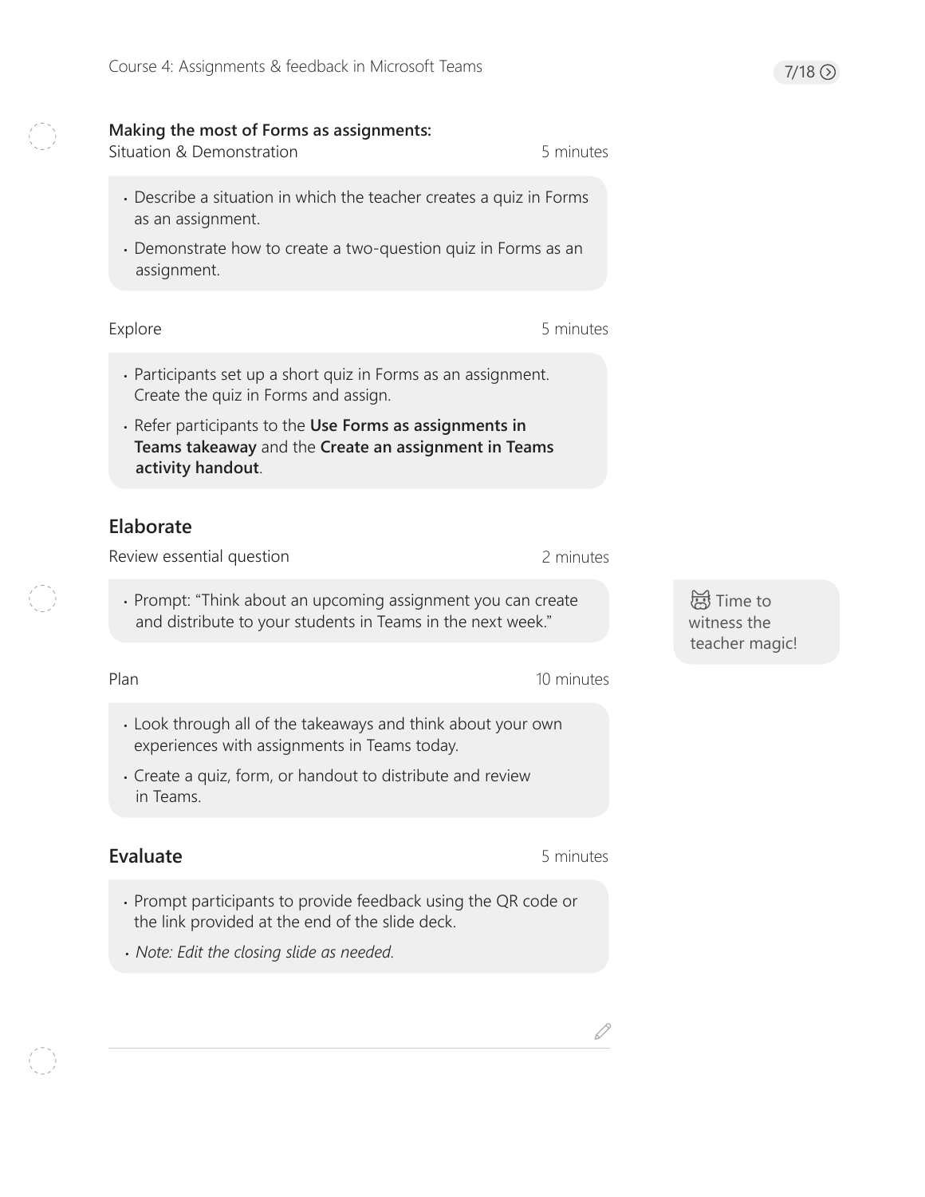**Making the most of Forms as assignments:**
Situation & Demonstration — 5 minutes

- Describe a situation in which the teacher creates a quiz in Forms as an assignment.
- Demonstrate how to create a two-question quiz in Forms as an assignment.

Explore — 5 minutes

- Participants set up a short quiz in Forms as an assignment. Create the quiz in Forms and assign.
- Refer participants to the **Use Forms as assignments in Teams takeaway** and the **Create an assignment in Teams activity handout**.

## Elaborate

Review essential question — 2 minutes

- Prompt: "Think about an upcoming assignment you can create and distribute to your students in Teams in the next week."

Time to witness the teacher magic!

Plan — 10 minutes

- Look through all of the takeaways and think about your own experiences with assignments in Teams today.
- Create a quiz, form, or handout to distribute and review in Teams.

## Evaluate

5 minutes

- Prompt participants to provide feedback using the QR code or the link provided at the end of the slide deck.
- *Note: Edit the closing slide as needed.*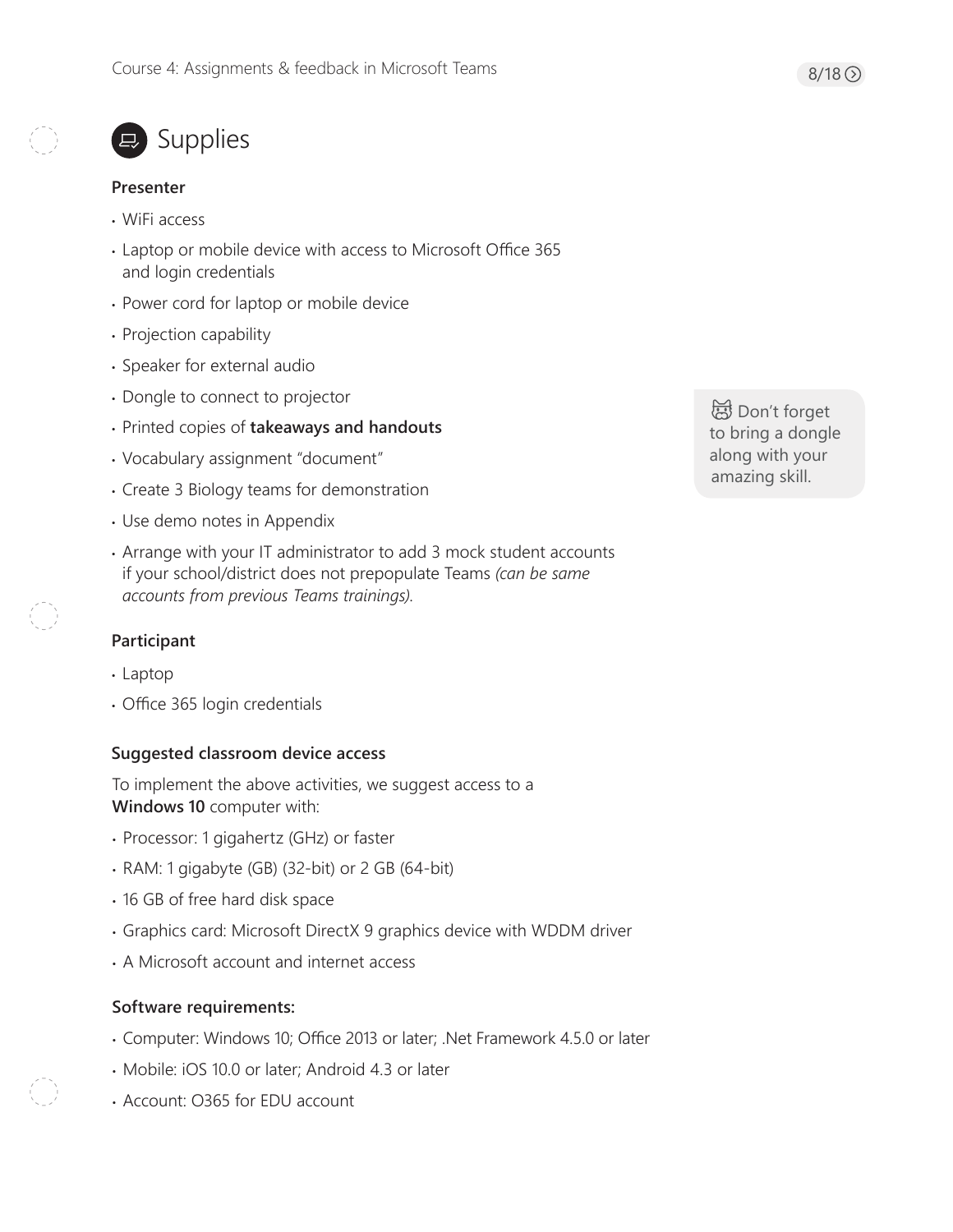## Supplies

**Presenter**

- WiFi access
- Laptop or mobile device with access to Microsoft Office 365 and login credentials
- Power cord for laptop or mobile device
- Projection capability
- Speaker for external audio
- Dongle to connect to projector
- Printed copies of **takeaways and handouts**
- Vocabulary assignment "document"
- Create 3 Biology teams for demonstration
- Use demo notes in Appendix
- Arrange with your IT administrator to add 3 mock student accounts if your school/district does not prepopulate Teams *(can be same accounts from previous Teams trainings).*

Don't forget to bring a dongle along with your amazing skill.

**Participant**

- Laptop
- Office 365 login credentials

**Suggested classroom device access**

To implement the above activities, we suggest access to a **Windows 10** computer with:

- Processor: 1 gigahertz (GHz) or faster
- RAM: 1 gigabyte (GB) (32-bit) or 2 GB (64-bit)
- 16 GB of free hard disk space
- Graphics card: Microsoft DirectX 9 graphics device with WDDM driver
- A Microsoft account and internet access

**Software requirements:**

- Computer: Windows 10; Office 2013 or later; .Net Framework 4.5.0 or later
- Mobile: iOS 10.0 or later; Android 4.3 or later
- Account: O365 for EDU account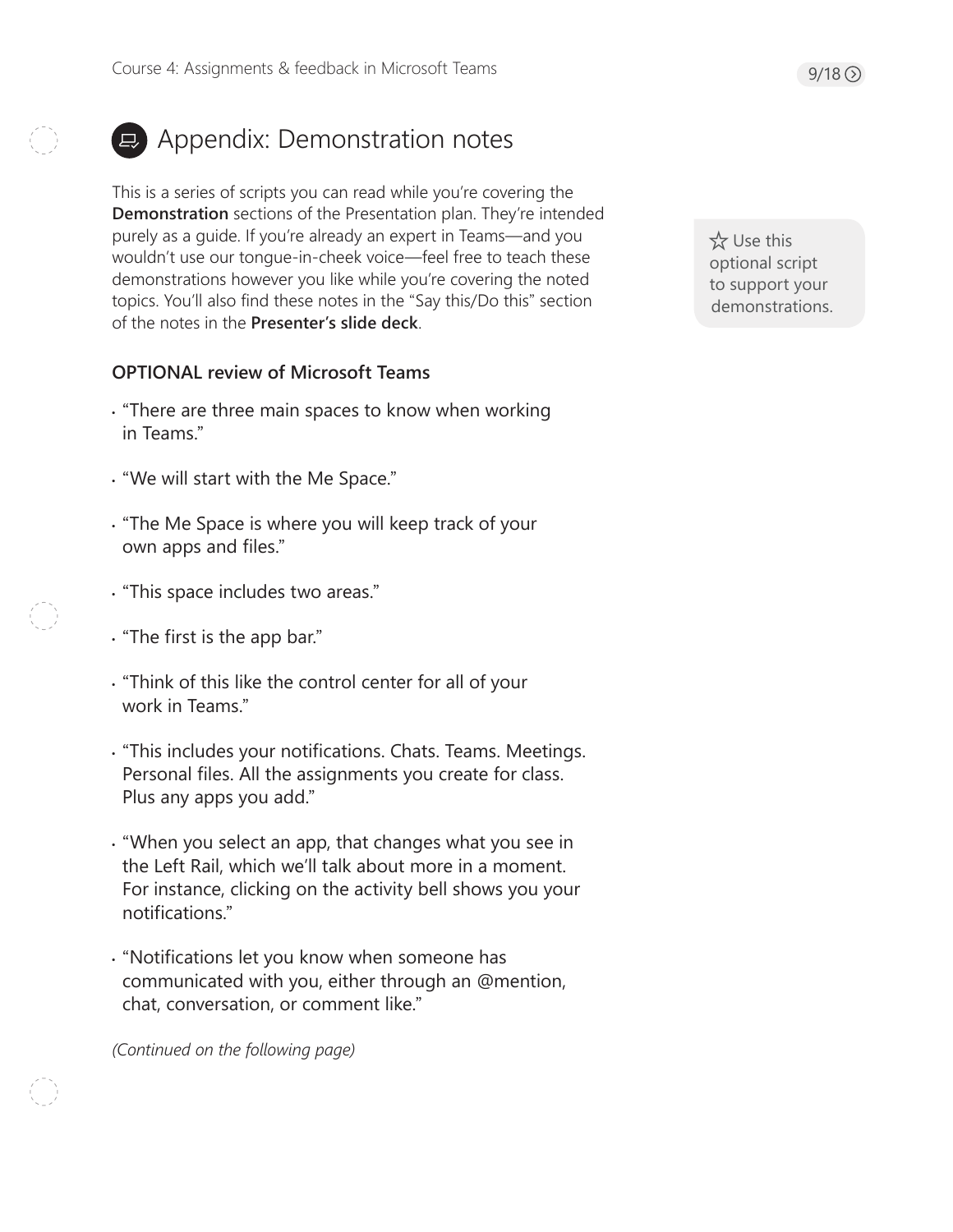# Appendix: Demonstration notes

This is a series of scripts you can read while you're covering the **Demonstration** sections of the Presentation plan. They're intended purely as a guide. If you're already an expert in Teams—and you wouldn't use our tongue-in-cheek voice—feel free to teach these demonstrations however you like while you're covering the noted topics. You'll also find these notes in the "Say this/Do this" section of the notes in the **Presenter's slide deck**.

☆ Use this optional script to support your demonstrations.

**OPTIONAL review of Microsoft Teams**

- "There are three main spaces to know when working in Teams."
- "We will start with the Me Space."
- "The Me Space is where you will keep track of your own apps and files."
- "This space includes two areas."
- "The first is the app bar."
- "Think of this like the control center for all of your work in Teams."
- "This includes your notifications. Chats. Teams. Meetings. Personal files. All the assignments you create for class. Plus any apps you add."
- "When you select an app, that changes what you see in the Left Rail, which we'll talk about more in a moment. For instance, clicking on the activity bell shows you your notifications."
- "Notifications let you know when someone has communicated with you, either through an @mention, chat, conversation, or comment like."

*(Continued on the following page)*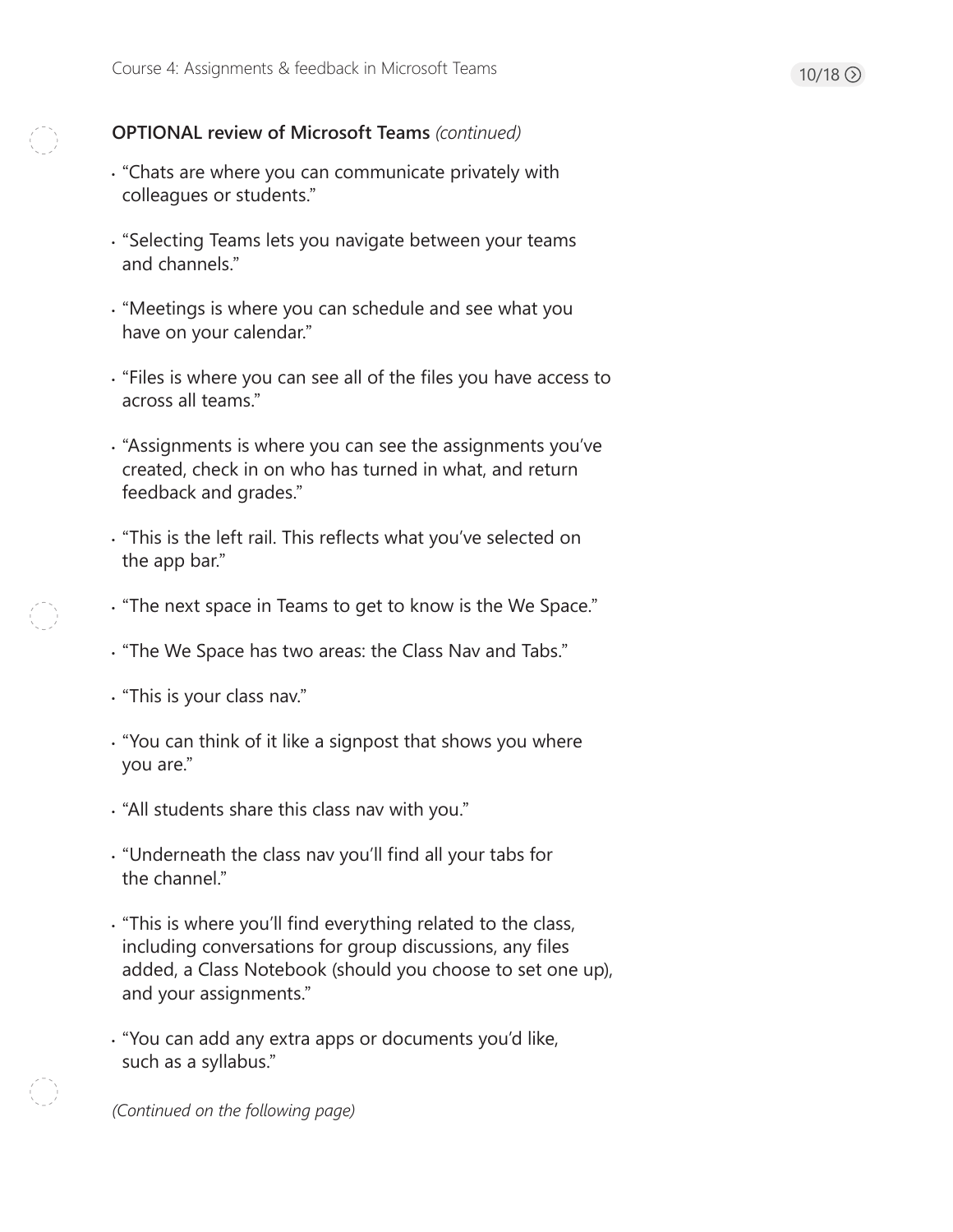**OPTIONAL review of Microsoft Teams** *(continued)*

- "Chats are where you can communicate privately with colleagues or students."
- "Selecting Teams lets you navigate between your teams and channels."
- "Meetings is where you can schedule and see what you have on your calendar."
- "Files is where you can see all of the files you have access to across all teams."
- "Assignments is where you can see the assignments you've created, check in on who has turned in what, and return feedback and grades."
- "This is the left rail. This reflects what you've selected on the app bar."
- "The next space in Teams to get to know is the We Space."
- "The We Space has two areas: the Class Nav and Tabs."
- "This is your class nav."
- "You can think of it like a signpost that shows you where you are."
- "All students share this class nav with you."
- "Underneath the class nav you'll find all your tabs for the channel."
- "This is where you'll find everything related to the class, including conversations for group discussions, any files added, a Class Notebook (should you choose to set one up), and your assignments."
- "You can add any extra apps or documents you'd like, such as a syllabus."

*(Continued on the following page)*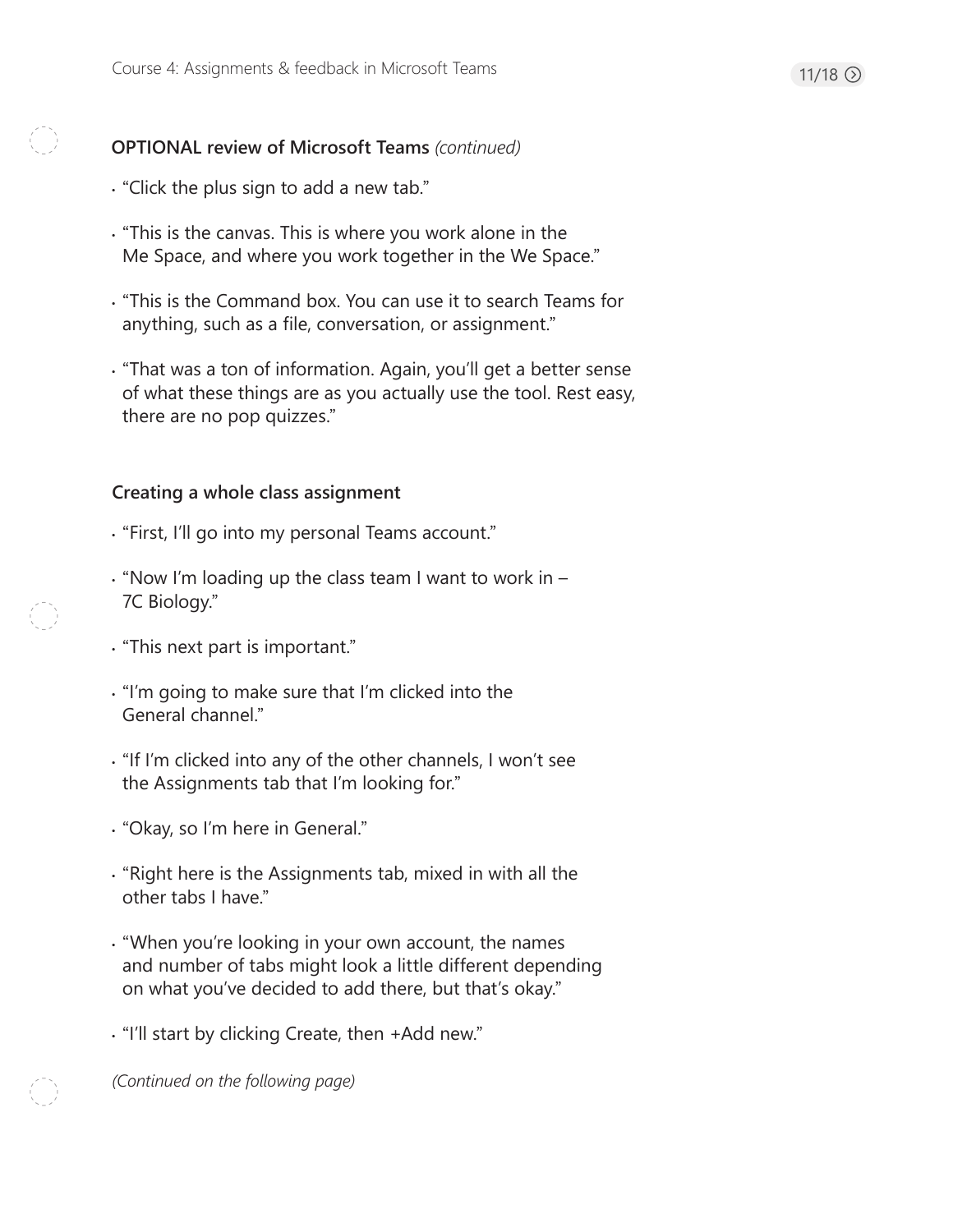**OPTIONAL review of Microsoft Teams** *(continued)*

- “Click the plus sign to add a new tab.”
- “This is the canvas. This is where you work alone in the Me Space, and where you work together in the We Space.”
- “This is the Command box. You can use it to search Teams for anything, such as a file, conversation, or assignment.”
- “That was a ton of information. Again, you’ll get a better sense of what these things are as you actually use the tool. Rest easy, there are no pop quizzes.”

**Creating a whole class assignment**

- “First, I’ll go into my personal Teams account.”
- “Now I’m loading up the class team I want to work in – 7C Biology.”
- “This next part is important.”
- “I’m going to make sure that I’m clicked into the General channel.”
- “If I’m clicked into any of the other channels, I won’t see the Assignments tab that I’m looking for.”
- “Okay, so I’m here in General.”
- “Right here is the Assignments tab, mixed in with all the other tabs I have.”
- “When you’re looking in your own account, the names and number of tabs might look a little different depending on what you’ve decided to add there, but that’s okay.”
- “I’ll start by clicking Create, then +Add new.”

*(Continued on the following page)*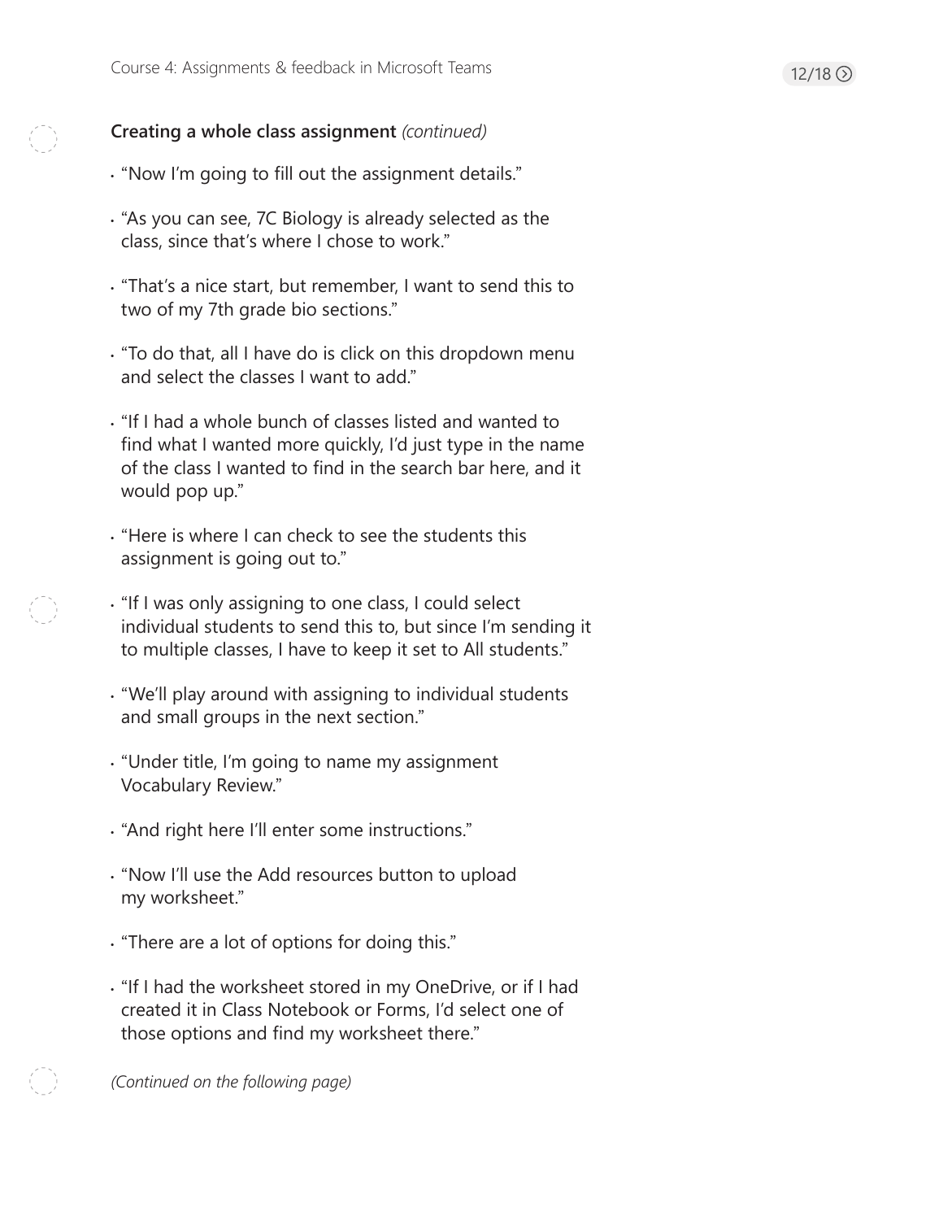**Creating a whole class assignment** *(continued)*

- "Now I'm going to fill out the assignment details."
- "As you can see, 7C Biology is already selected as the class, since that's where I chose to work."
- "That's a nice start, but remember, I want to send this to two of my 7th grade bio sections."
- "To do that, all I have do is click on this dropdown menu and select the classes I want to add."
- "If I had a whole bunch of classes listed and wanted to find what I wanted more quickly, I'd just type in the name of the class I wanted to find in the search bar here, and it would pop up."
- "Here is where I can check to see the students this assignment is going out to."
- "If I was only assigning to one class, I could select individual students to send this to, but since I'm sending it to multiple classes, I have to keep it set to All students."
- "We'll play around with assigning to individual students and small groups in the next section."
- "Under title, I'm going to name my assignment Vocabulary Review."
- "And right here I'll enter some instructions."
- "Now I'll use the Add resources button to upload my worksheet."
- "There are a lot of options for doing this."
- "If I had the worksheet stored in my OneDrive, or if I had created it in Class Notebook or Forms, I'd select one of those options and find my worksheet there."

*(Continued on the following page)*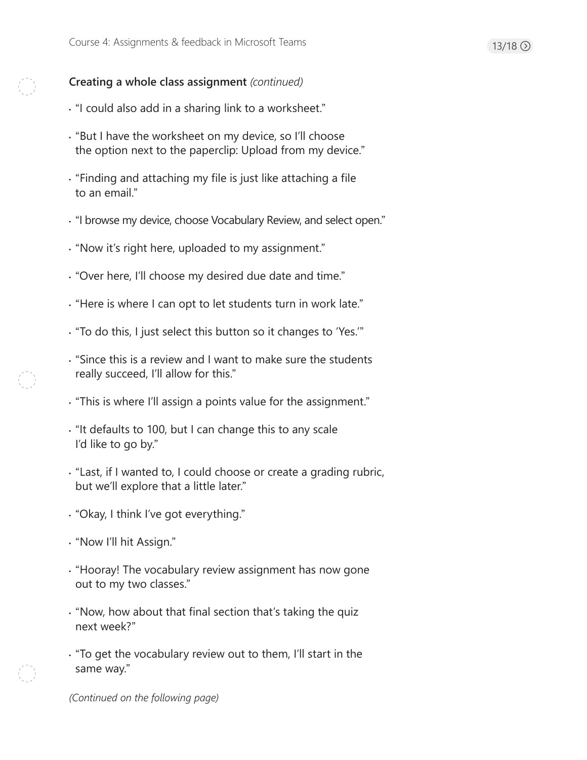**Creating a whole class assignment** *(continued)*

- "I could also add in a sharing link to a worksheet."
- "But I have the worksheet on my device, so I'll choose the option next to the paperclip: Upload from my device."
- "Finding and attaching my file is just like attaching a file to an email."
- "I browse my device, choose Vocabulary Review, and select open."
- "Now it's right here, uploaded to my assignment."
- "Over here, I'll choose my desired due date and time."
- "Here is where I can opt to let students turn in work late."
- "To do this, I just select this button so it changes to 'Yes.'"
- "Since this is a review and I want to make sure the students really succeed, I'll allow for this."
- "This is where I'll assign a points value for the assignment."
- "It defaults to 100, but I can change this to any scale I'd like to go by."
- "Last, if I wanted to, I could choose or create a grading rubric, but we'll explore that a little later."
- "Okay, I think I've got everything."
- "Now I'll hit Assign."
- "Hooray! The vocabulary review assignment has now gone out to my two classes."
- "Now, how about that final section that's taking the quiz next week?"
- "To get the vocabulary review out to them, I'll start in the same way."

*(Continued on the following page)*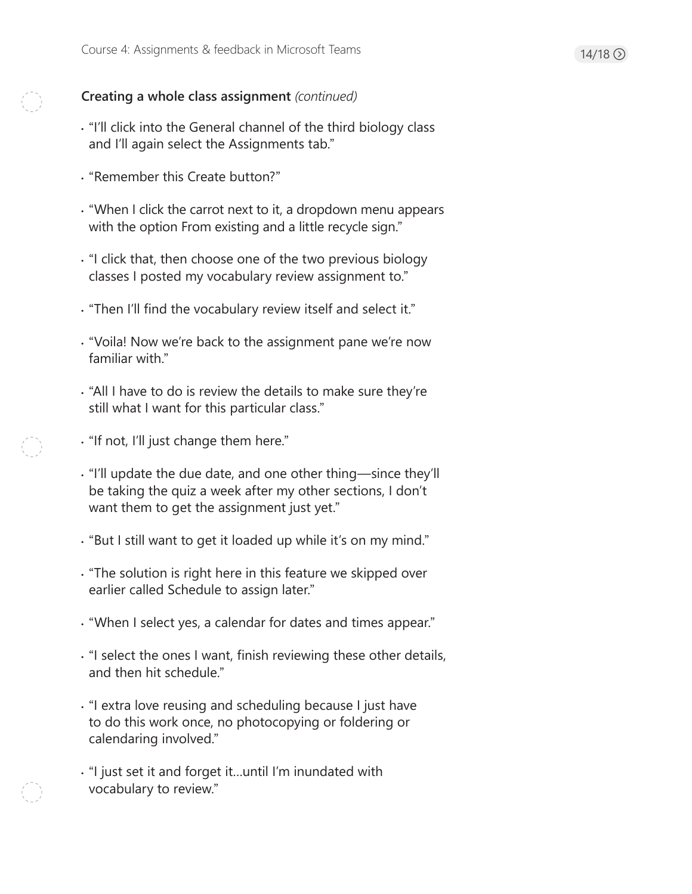**Creating a whole class assignment** *(continued)*

- "I'll click into the General channel of the third biology class and I'll again select the Assignments tab."
- "Remember this Create button?"
- "When I click the carrot next to it, a dropdown menu appears with the option From existing and a little recycle sign."
- "I click that, then choose one of the two previous biology classes I posted my vocabulary review assignment to."
- "Then I'll find the vocabulary review itself and select it."
- "Voila! Now we're back to the assignment pane we're now familiar with."
- "All I have to do is review the details to make sure they're still what I want for this particular class."
- "If not, I'll just change them here."
- "I'll update the due date, and one other thing—since they'll be taking the quiz a week after my other sections, I don't want them to get the assignment just yet."
- "But I still want to get it loaded up while it's on my mind."
- "The solution is right here in this feature we skipped over earlier called Schedule to assign later."
- "When I select yes, a calendar for dates and times appear."
- "I select the ones I want, finish reviewing these other details, and then hit schedule."
- "I extra love reusing and scheduling because I just have to do this work once, no photocopying or foldering or calendaring involved."
- "I just set it and forget it…until I'm inundated with vocabulary to review."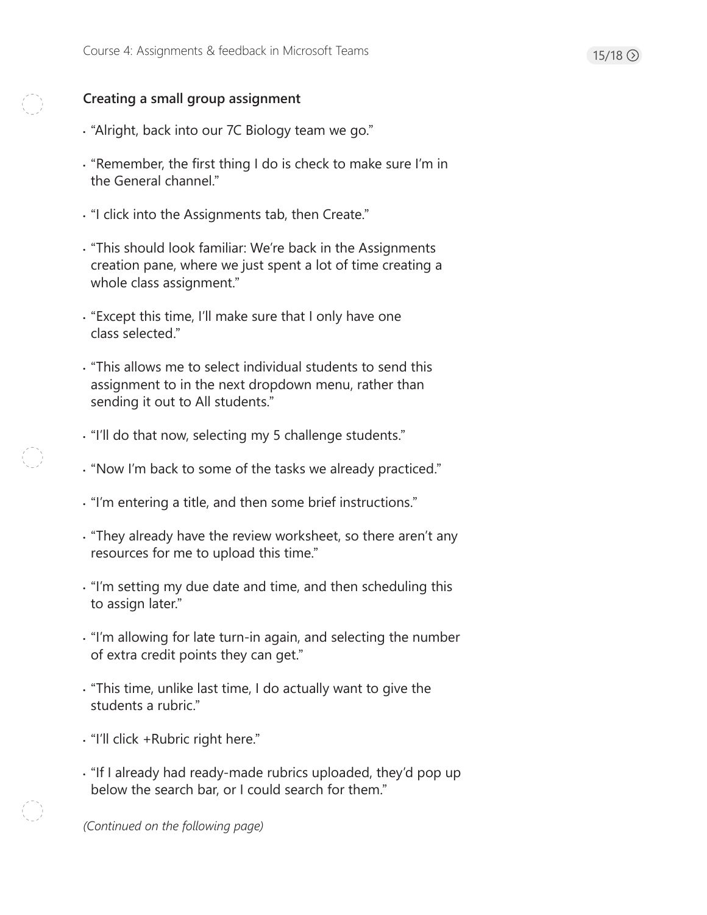**Creating a small group assignment**

- “Alright, back into our 7C Biology team we go.”
- “Remember, the first thing I do is check to make sure I’m in the General channel.”
- “I click into the Assignments tab, then Create.”
- “This should look familiar: We’re back in the Assignments creation pane, where we just spent a lot of time creating a whole class assignment.”
- “Except this time, I’ll make sure that I only have one class selected.”
- “This allows me to select individual students to send this assignment to in the next dropdown menu, rather than sending it out to All students.”
- “I’ll do that now, selecting my 5 challenge students.”
- “Now I’m back to some of the tasks we already practiced.”
- “I’m entering a title, and then some brief instructions.”
- “They already have the review worksheet, so there aren’t any resources for me to upload this time.”
- “I’m setting my due date and time, and then scheduling this to assign later.”
- “I’m allowing for late turn-in again, and selecting the number of extra credit points they can get.”
- “This time, unlike last time, I do actually want to give the students a rubric.”
- “I’ll click +Rubric right here.”
- “If I already had ready-made rubrics uploaded, they’d pop up below the search bar, or I could search for them.”

*(Continued on the following page)*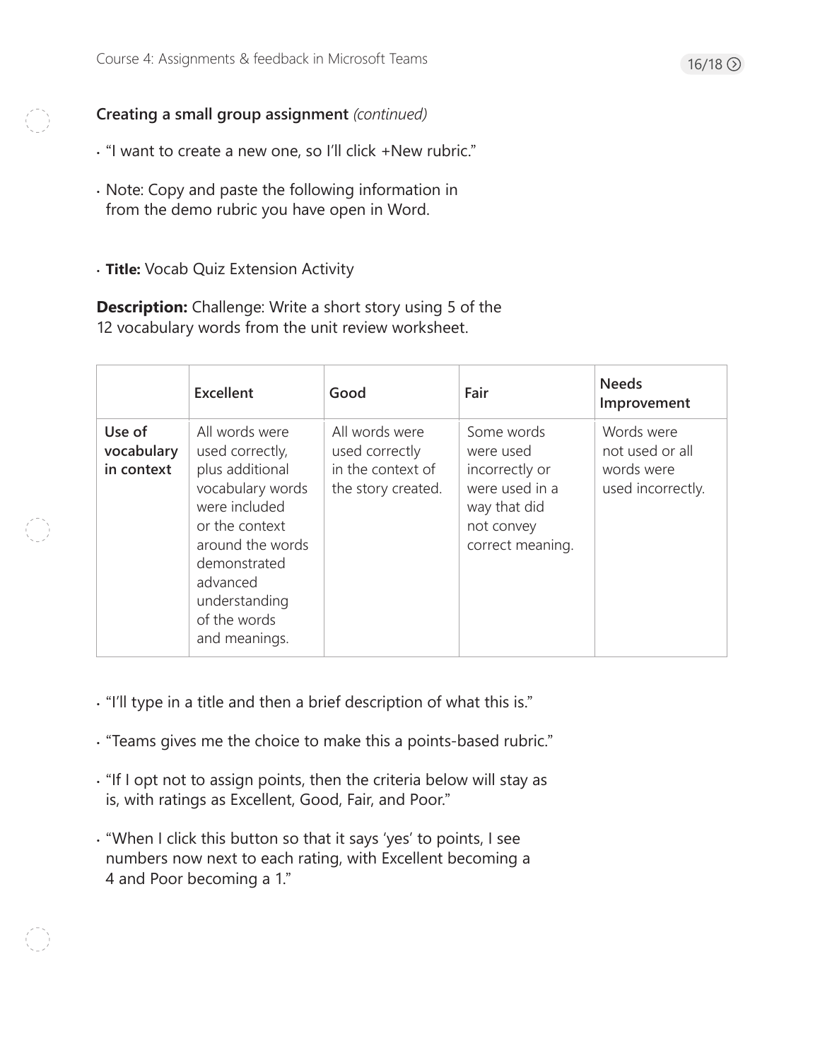**Creating a small group assignment** *(continued)*

- "I want to create a new one, so I'll click +New rubric."
- Note: Copy and paste the following information in from the demo rubric you have open in Word.
- **Title:** Vocab Quiz Extension Activity

**Description:** Challenge: Write a short story using 5 of the 12 vocabulary words from the unit review worksheet.

| | Excellent | Good | Fair | Needs Improvement |
|---|---|---|---|---|
| **Use of vocabulary in context** | All words were used correctly, plus additional vocabulary words were included or the context around the words demonstrated advanced understanding of the words and meanings. | All words were used correctly in the context of the story created. | Some words were used incorrectly or were used in a way that did not convey correct meaning. | Words were not used or all words were used incorrectly. |

- "I'll type in a title and then a brief description of what this is."
- "Teams gives me the choice to make this a points-based rubric."
- "If I opt not to assign points, then the criteria below will stay as is, with ratings as Excellent, Good, Fair, and Poor."
- "When I click this button so that it says 'yes' to points, I see numbers now next to each rating, with Excellent becoming a 4 and Poor becoming a 1."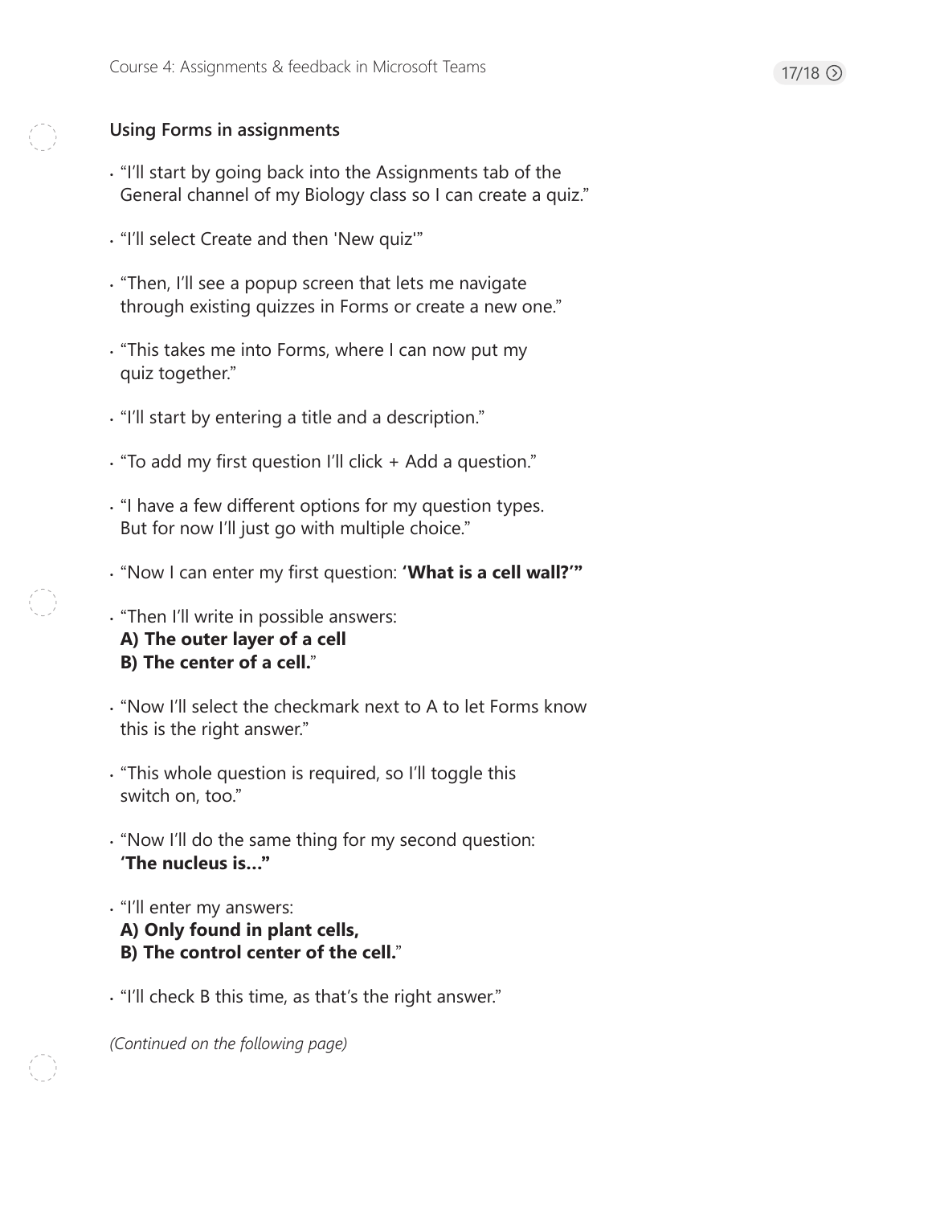### Using Forms in assignments

- "I'll start by going back into the Assignments tab of the General channel of my Biology class so I can create a quiz."
- "I'll select Create and then 'New quiz'"
- "Then, I'll see a popup screen that lets me navigate through existing quizzes in Forms or create a new one."
- "This takes me into Forms, where I can now put my quiz together."
- "I'll start by entering a title and a description."
- "To add my first question I'll click + Add a question."
- "I have a few different options for my question types. But for now I'll just go with multiple choice."
- "Now I can enter my first question: **'What is a cell wall?'"**
- "Then I'll write in possible answers:  
  **A) The outer layer of a cell**  
  **B) The center of a cell.**"
- "Now I'll select the checkmark next to A to let Forms know this is the right answer."
- "This whole question is required, so I'll toggle this switch on, too."
- "Now I'll do the same thing for my second question: **'The nucleus is…"**
- "I'll enter my answers:  
  **A) Only found in plant cells,**  
  **B) The control center of the cell.**"
- "I'll check B this time, as that's the right answer."

*(Continued on the following page)*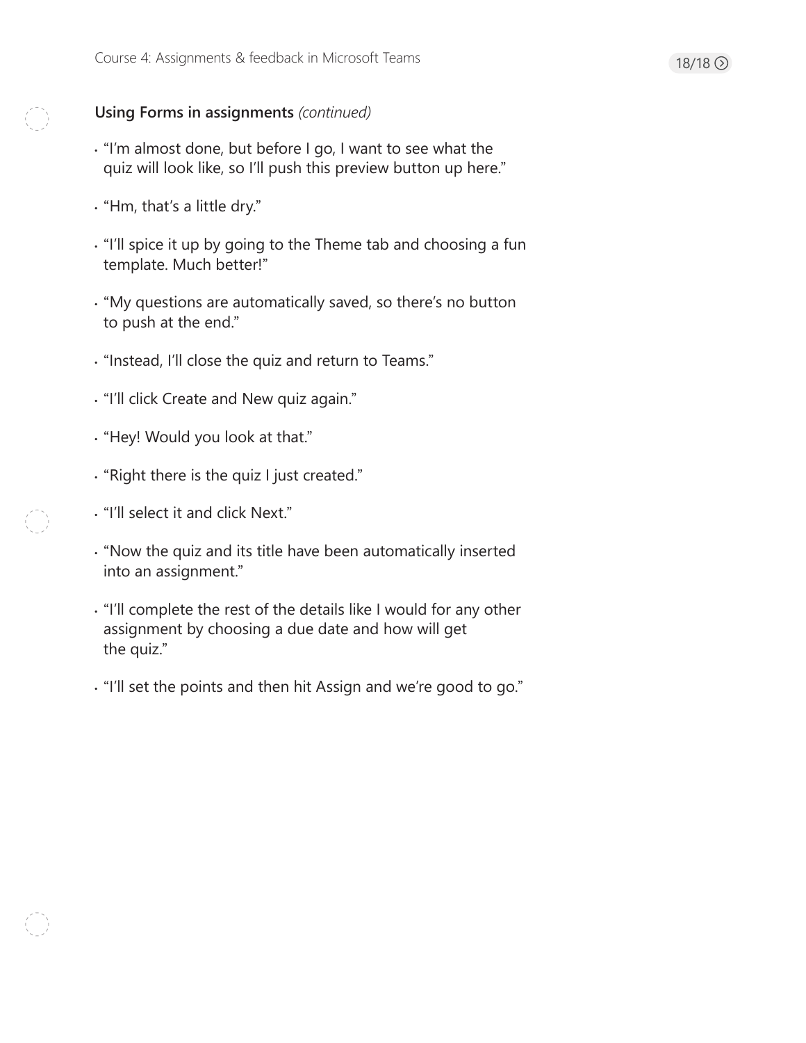**Using Forms in assignments** *(continued)*

- "I'm almost done, but before I go, I want to see what the quiz will look like, so I'll push this preview button up here."
- "Hm, that's a little dry."
- "I'll spice it up by going to the Theme tab and choosing a fun template. Much better!"
- "My questions are automatically saved, so there's no button to push at the end."
- "Instead, I'll close the quiz and return to Teams."
- "I'll click Create and New quiz again."
- "Hey! Would you look at that."
- "Right there is the quiz I just created."
- "I'll select it and click Next."
- "Now the quiz and its title have been automatically inserted into an assignment."
- "I'll complete the rest of the details like I would for any other assignment by choosing a due date and how will get the quiz."
- "I'll set the points and then hit Assign and we're good to go."